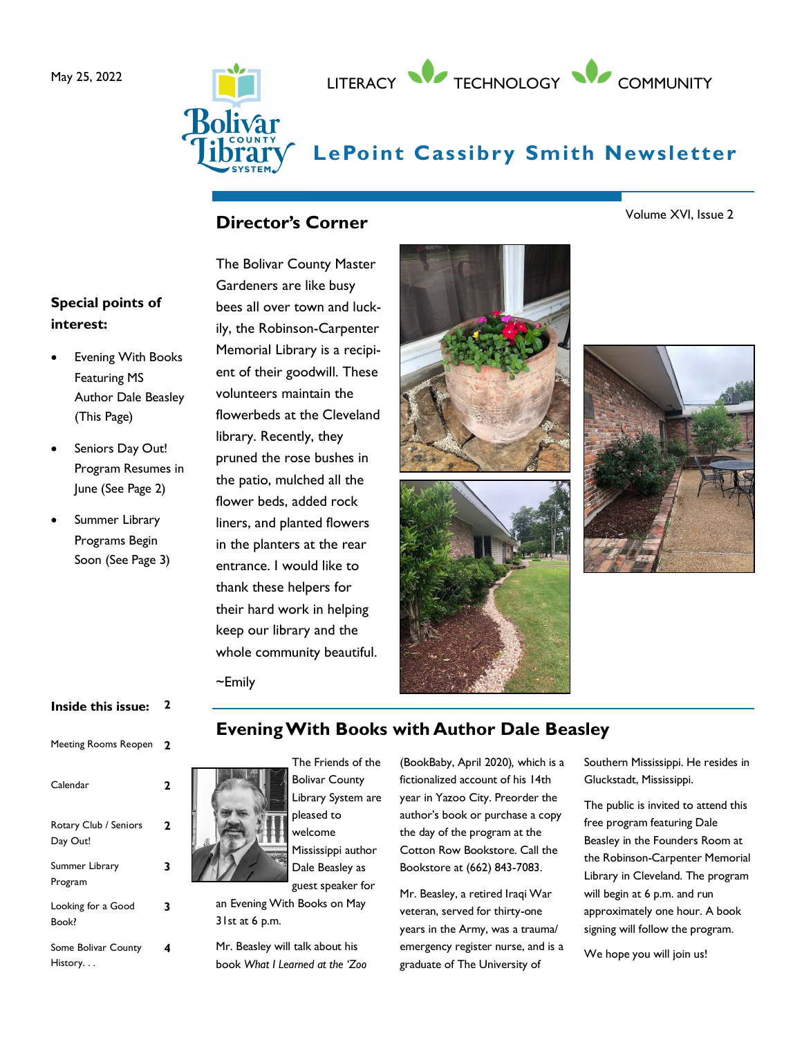May 25, 2022

LITERACY TECHNOLOGY COMMUNITY

# LePoint Cassibry Smith Newsletter

Volume XVI, Issue 2

**Special points of interest:**

- Evening With Books Featuring MS Author Dale Beasley (This Page)
- Seniors Day Out! Program Resumes in June (See Page 2)
- Summer Library Programs Begin Soon (See Page 3)

**Inside this issue:**

| | |
|---|---|
| Meeting Rooms Reopen | 2 |
| Calendar | 2 |
| Rotary Club / Seniors Day Out! | 2 |
| Summer Library Program | 3 |
| Looking for a Good Book? | 3 |
| Some Bolivar County History. . . | 4 |

## Director's Corner

The Bolivar County Master Gardeners are like busy bees all over town and luckily, the Robinson-Carpenter Memorial Library is a recipient of their goodwill. These volunteers maintain the flowerbeds at the Cleveland library. Recently, they pruned the rose bushes in the patio, mulched all the flower beds, added rock liners, and planted flowers in the planters at the rear entrance. I would like to thank these helpers for their hard work in helping keep our library and the whole community beautiful.

~Emily

## Evening With Books with Author Dale Beasley

The Friends of the Bolivar County Library System are pleased to welcome Mississippi author Dale Beasley as guest speaker for an Evening With Books on May 31st at 6 p.m.

Mr. Beasley will talk about his book *What I Learned at the 'Zoo* (BookBaby, April 2020), which is a fictionalized account of his 14th year in Yazoo City. Preorder the author's book or purchase a copy the day of the program at the Cotton Row Bookstore. Call the Bookstore at (662) 843-7083.

Mr. Beasley, a retired Iraqi War veteran, served for thirty-one years in the Army, was a trauma/emergency register nurse, and is a graduate of The University of Southern Mississippi. He resides in Gluckstadt, Mississippi.

The public is invited to attend this free program featuring Dale Beasley in the Founders Room at the Robinson-Carpenter Memorial Library in Cleveland. The program will begin at 6 p.m. and run approximately one hour. A book signing will follow the program.

We hope you will join us!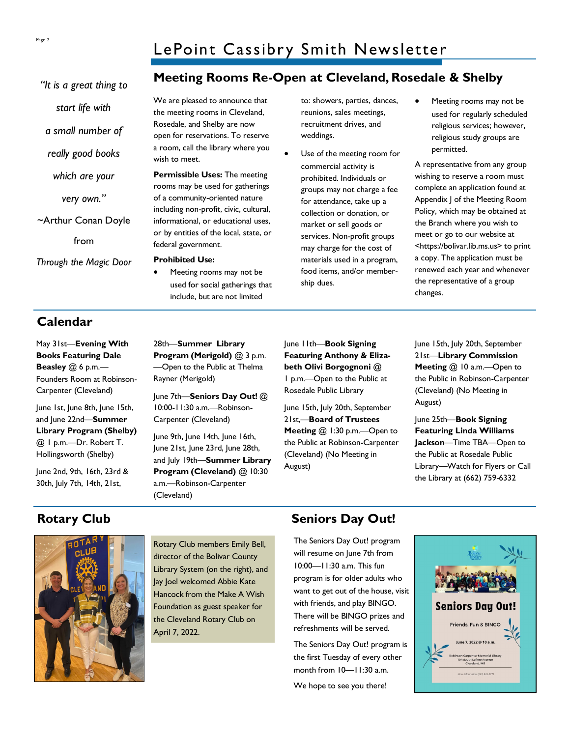# LePoint Cassibry Smith Newsletter

*"It is a great thing to start life with a small number of really good books which are your very own."*

~Arthur Conan Doyle from *Through the Magic Door*

## Meeting Rooms Re-Open at Cleveland, Rosedale & Shelby

We are pleased to announce that the meeting rooms in Cleveland, Rosedale, and Shelby are now open for reservations. To reserve a room, call the library where you wish to meet.

**Permissible Uses:** The meeting rooms may be used for gatherings of a community-oriented nature including non-profit, civic, cultural, informational, or educational uses, or by entities of the local, state, or federal government.

**Prohibited Use:**

- Meeting rooms may not be used for social gatherings that include, but are not limited to: showers, parties, dances, reunions, sales meetings, recruitment drives, and weddings.
- Use of the meeting room for commercial activity is prohibited. Individuals or groups may not charge a fee for attendance, take up a collection or donation, or market or sell goods or services. Non-profit groups may charge for the cost of materials used in a program, food items, and/or member-ship dues.
- Meeting rooms may not be used for regularly scheduled religious services; however, religious study groups are permitted.

A representative from any group wishing to reserve a room must complete an application found at Appendix J of the Meeting Room Policy, which may be obtained at the Branch where you wish to meet or go to our website at <https://bolivar.lib.ms.us> to print a copy. The application must be renewed each year and whenever the representative of a group changes.

## Calendar

May 31st—**Evening With Books Featuring Dale Beasley** @ 6 p.m.—Founders Room at Robinson-Carpenter (Cleveland)

June 1st, June 8th, June 15th, and June 22nd—**Summer Library Program (Shelby)** @ 1 p.m.—Dr. Robert T. Hollingsworth (Shelby)

June 2nd, 9th, 16th, 23rd & 30th, July 7th, 14th, 21st, 28th—**Summer Library Program (Merigold)** @ 3 p.m.—Open to the Public at Thelma Rayner (Merigold)

June 7th—**Seniors Day Out!** @ 10:00-11:30 a.m.—Robinson-Carpenter (Cleveland)

June 9th, June 14th, June 16th, June 21st, June 23rd, June 28th, and July 19th—**Summer Library Program (Cleveland)** @ 10:30 a.m.—Robinson-Carpenter (Cleveland)

June 11th—**Book Signing Featuring Anthony & Eliza-beth Olivi Borgognoni** @ 1 p.m.—Open to the Public at Rosedale Public Library

June 15th, July 20th, September 21st,—**Board of Trustees Meeting** @ 1:30 p.m.—Open to the Public at Robinson-Carpenter (Cleveland) (No Meeting in August)

June 15th, July 20th, September 21st—**Library Commission Meeting** @ 10 a.m.—Open to the Public in Robinson-Carpenter (Cleveland) (No Meeting in August)

June 25th—**Book Signing Featuring Linda Williams Jackson**—Time TBA—Open to the Public at Rosedale Public Library—Watch for Flyers or Call the Library at (662) 759-6332

## Rotary Club

Rotary Club members Emily Bell, director of the Bolivar County Library System (on the right), and Jay Joel welcomed Abbie Kate Hancock from the Make A Wish Foundation as guest speaker for the Cleveland Rotary Club on April 7, 2022.

## Seniors Day Out!

The Seniors Day Out! program will resume on June 7th from 10:00—11:30 a.m. This fun program is for older adults who want to get out of the house, visit with friends, and play BINGO. There will be BINGO prizes and refreshments will be served.

The Seniors Day Out! program is the first Tuesday of every other month from 10—11:30 a.m.

We hope to see you there!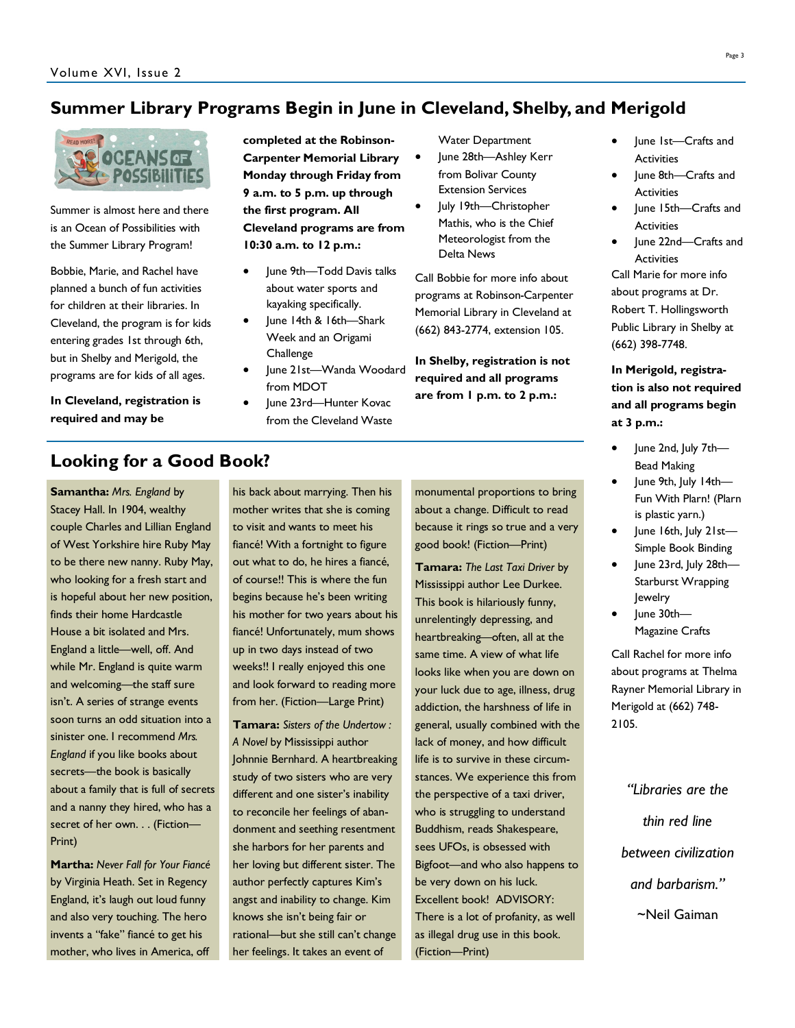## Summer Library Programs Begin in June in Cleveland, Shelby, and Merigold

Summer is almost here and there is an Ocean of Possibilities with the Summer Library Program!

Bobbie, Marie, and Rachel have planned a bunch of fun activities for children at their libraries. In Cleveland, the program is for kids entering grades 1st through 6th, but in Shelby and Merigold, the programs are for kids of all ages.

**In Cleveland, registration is required and may be completed at the Robinson-Carpenter Memorial Library Monday through Friday from 9 a.m. to 5 p.m. up through the first program. All Cleveland programs are from 10:30 a.m. to 12 p.m.:**

- June 9th—Todd Davis talks about water sports and kayaking specifically.
- June 14th & 16th—Shark Week and an Origami Challenge
- June 21st—Wanda Woodard from MDOT
- June 23rd—Hunter Kovac from the Cleveland Waste Water Department
- June 28th—Ashley Kerr from Bolivar County Extension Services
- July 19th—Christopher Mathis, who is the Chief Meteorologist from the Delta News

Call Bobbie for more info about programs at Robinson-Carpenter Memorial Library in Cleveland at (662) 843-2774, extension 105.

**In Shelby, registration is not required and all programs are from 1 p.m. to 2 p.m.:**

- June 1st—Crafts and Activities
- June 8th—Crafts and Activities
- June 15th—Crafts and Activities
- June 22nd—Crafts and Activities

Call Marie for more info about programs at Dr. Robert T. Hollingsworth Public Library in Shelby at (662) 398-7748.

**In Merigold, registration is also not required and all programs begin at 3 p.m.:**

- June 2nd, July 7th—Bead Making
- June 9th, July 14th—Fun With Plarn! (Plarn is plastic yarn.)
- June 16th, July 21st—Simple Book Binding
- June 23rd, July 28th—Starburst Wrapping Jewelry
- June 30th—Magazine Crafts

Call Rachel for more info about programs at Thelma Rayner Memorial Library in Merigold at (662) 748-2105.

## Looking for a Good Book?

**Samantha:** *Mrs. England* by Stacey Hall. In 1904, wealthy couple Charles and Lillian England of West Yorkshire hire Ruby May to be there new nanny. Ruby May, who looking for a fresh start and is hopeful about her new position, finds their home Hardcastle House a bit isolated and Mrs. England a little—well, off. And while Mr. England is quite warm and welcoming—the staff sure isn't. A series of strange events soon turns an odd situation into a sinister one. I recommend *Mrs. England* if you like books about secrets—the book is basically about a family that is full of secrets and a nanny they hired, who has a secret of her own. . . (Fiction—Print)

**Martha:** *Never Fall for Your Fiancé* by Virginia Heath. Set in Regency England, it's laugh out loud funny and also very touching. The hero invents a "fake" fiancé to get his mother, who lives in America, off his back about marrying. Then his mother writes that she is coming to visit and wants to meet his fiancé! With a fortnight to figure out what to do, he hires a fiancé, of course!! This is where the fun begins because he's been writing his mother for two years about his fiancé! Unfortunately, mum shows up in two days instead of two weeks!! I really enjoyed this one and look forward to reading more from her. (Fiction—Large Print)

**Tamara:** *Sisters of the Undertow : A Novel* by Mississippi author Johnnie Bernhard. A heartbreaking study of two sisters who are very different and one sister's inability to reconcile her feelings of abandonment and seething resentment she harbors for her parents and her loving but different sister. The author perfectly captures Kim's angst and inability to change. Kim knows she isn't being fair or rational—but she still can't change her feelings. It takes an event of monumental proportions to bring about a change. Difficult to read because it rings so true and a very good book! (Fiction—Print)

**Tamara:** *The Last Taxi Driver* by Mississippi author Lee Durkee. This book is hilariously funny, unrelentingly depressing, and heartbreaking—often, all at the same time. A view of what life looks like when you are down on your luck due to age, illness, drug addiction, the harshness of life in general, usually combined with the lack of money, and how difficult life is to survive in these circumstances. We experience this from the perspective of a taxi driver, who is struggling to understand Buddhism, reads Shakespeare, sees UFOs, is obsessed with Bigfoot—and who also happens to be very down on his luck. Excellent book! ADVISORY: There is a lot of profanity, as well as illegal drug use in this book. (Fiction—Print)

*"Libraries are the thin red line between civilization and barbarism."*

~Neil Gaiman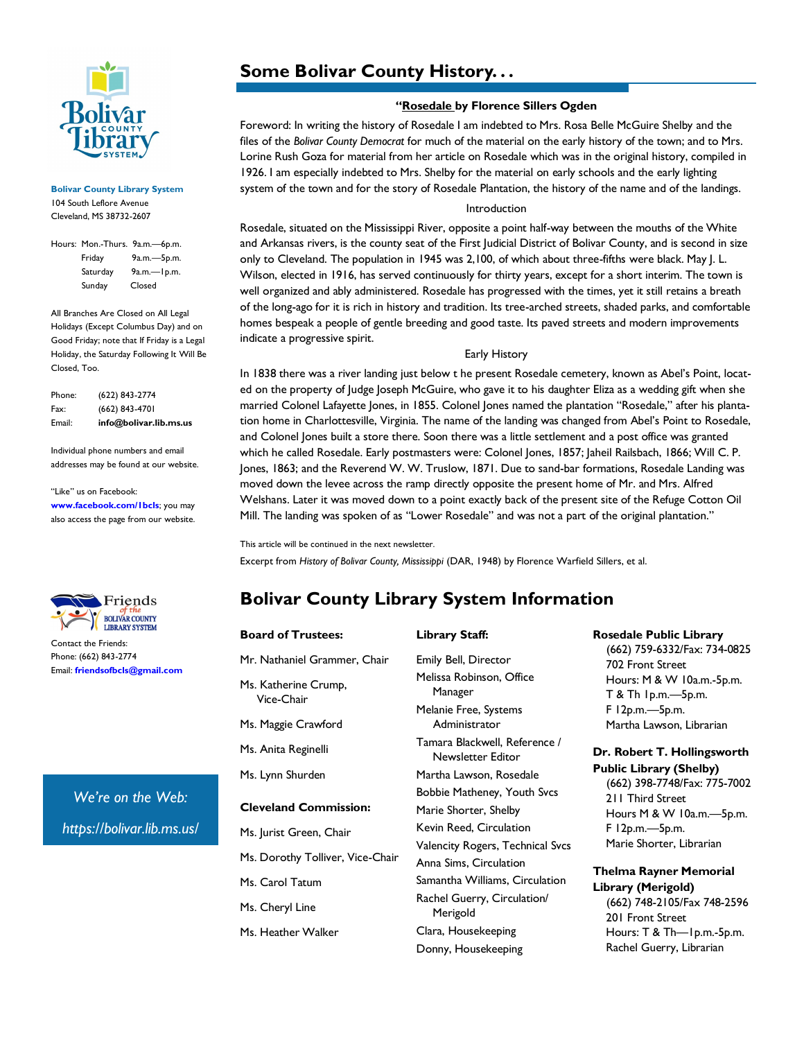**Bolivar County Library System**
104 South Leflore Avenue
Cleveland, MS 38732-2607

Hours: Mon.-Thurs. 9a.m.—6p.m.
Friday 9a.m.—5p.m.
Saturday 9a.m.—1p.m.
Sunday Closed

All Branches Are Closed on All Legal Holidays (Except Columbus Day) and on Good Friday; note that If Friday is a Legal Holiday, the Saturday Following It Will Be Closed, Too.

Phone: (622) 843-2774
Fax: (662) 843-4701
Email: **info@bolivar.lib.ms.us**

Individual phone numbers and email addresses may be found at our website.

"Like" us on Facebook:
**www.facebook.com/1bcls**; you may also access the page from our website.

Contact the Friends:
Phone: (662) 843-2774
Email: **friendsofbcls@gmail.com**

*We're on the Web:*

*https://bolivar.lib.ms.us/*

# Some Bolivar County History. . .

**"Rosedale by Florence Sillers Ogden**

Foreword: In writing the history of Rosedale I am indebted to Mrs. Rosa Belle McGuire Shelby and the files of the *Bolivar County Democrat* for much of the material on the early history of the town; and to Mrs. Lorine Rush Goza for material from her article on Rosedale which was in the original history, compiled in 1926. I am especially indebted to Mrs. Shelby for the material on early schools and the early lighting system of the town and for the story of Rosedale Plantation, the history of the name and of the landings.

Introduction

Rosedale, situated on the Mississippi River, opposite a point half-way between the mouths of the White and Arkansas rivers, is the county seat of the First Judicial District of Bolivar County, and is second in size only to Cleveland. The population in 1945 was 2,100, of which about three-fifths were black. May J. L. Wilson, elected in 1916, has served continuously for thirty years, except for a short interim. The town is well organized and ably administered. Rosedale has progressed with the times, yet it still retains a breath of the long-ago for it is rich in history and tradition. Its tree-arched streets, shaded parks, and comfortable homes bespeak a people of gentle breeding and good taste. Its paved streets and modern improvements indicate a progressive spirit.

Early History

In 1838 there was a river landing just below t he present Rosedale cemetery, known as Abel's Point, located on the property of Judge Joseph McGuire, who gave it to his daughter Eliza as a wedding gift when she married Colonel Lafayette Jones, in 1855. Colonel Jones named the plantation "Rosedale," after his plantation home in Charlottesville, Virginia. The name of the landing was changed from Abel's Point to Rosedale, and Colonel Jones built a store there. Soon there was a little settlement and a post office was granted which he called Rosedale. Early postmasters were: Colonel Jones, 1857; Jaheil Railsbach, 1866; Will C. P. Jones, 1863; and the Reverend W. W. Truslow, 1871. Due to sand-bar formations, Rosedale Landing was moved down the levee across the ramp directly opposite the present home of Mr. and Mrs. Alfred Welshans. Later it was moved down to a point exactly back of the present site of the Refuge Cotton Oil Mill. The landing was spoken of as "Lower Rosedale" and was not a part of the original plantation."

This article will be continued in the next newsletter.

Excerpt from *History of Bolivar County, Mississippi* (DAR, 1948) by Florence Warfield Sillers, et al.

# Bolivar County Library System Information

**Board of Trustees:**

Mr. Nathaniel Grammer, Chair

Ms. Katherine Crump, Vice-Chair

Ms. Maggie Crawford

Ms. Anita Reginelli

Ms. Lynn Shurden

**Cleveland Commission:**

Ms. Jurist Green, Chair

Ms. Dorothy Tolliver, Vice-Chair

Ms. Carol Tatum

Ms. Cheryl Line

Ms. Heather Walker

**Library Staff:**

Emily Bell, Director

Melissa Robinson, Office Manager

Melanie Free, Systems Administrator

Tamara Blackwell, Reference / Newsletter Editor

Martha Lawson, Rosedale

Bobbie Matheney, Youth Svcs

Marie Shorter, Shelby

Kevin Reed, Circulation

Valencity Rogers, Technical Svcs

Anna Sims, Circulation

Samantha Williams, Circulation

Rachel Guerry, Circulation/ Merigold

Clara, Housekeeping

Donny, Housekeeping

**Rosedale Public Library**
(662) 759-6332/Fax: 734-0825
702 Front Street
Hours: M & W 10a.m.-5p.m.
T & Th 1p.m.—5p.m.
F 12p.m.—5p.m.
Martha Lawson, Librarian

**Dr. Robert T. Hollingsworth Public Library (Shelby)**
(662) 398-7748/Fax: 775-7002
211 Third Street
Hours M & W 10a.m.—5p.m.
F 12p.m.—5p.m.
Marie Shorter, Librarian

**Thelma Rayner Memorial Library (Merigold)**
(662) 748-2105/Fax 748-2596
201 Front Street
Hours: T & Th—1p.m.-5p.m.
Rachel Guerry, Librarian